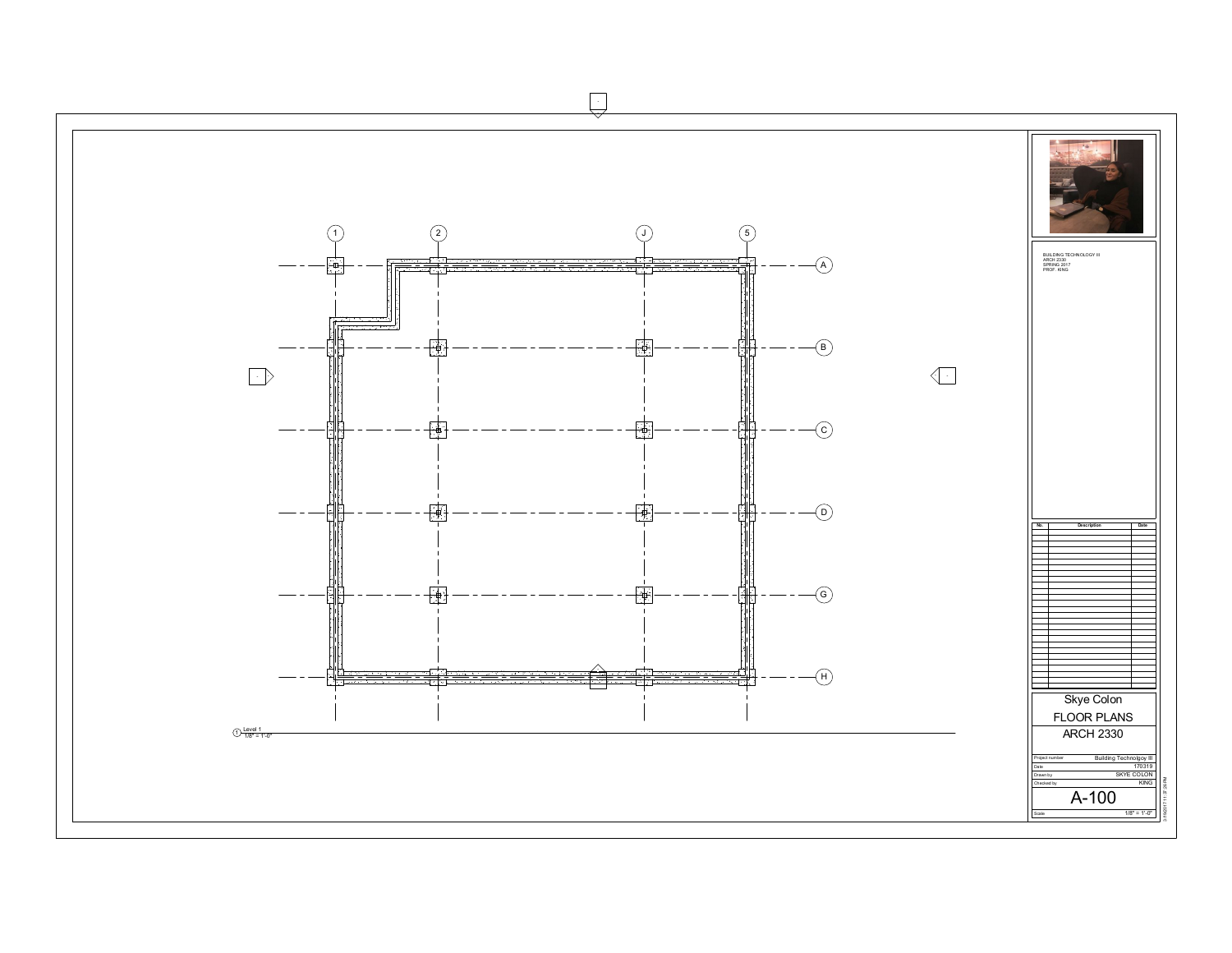1 2 J 5

A B C D G H

1 Level 1
1/8" = 1'-0"

BUILDING TECHNOLOGY III
ARCH 2330
SPRING 2017
PROF. KING

| No. | Description | Date |
| --- | --- | --- |

Skye Colon
FLOOR PLANS
ARCH 2330

| | |
| --- | --- |
| Project number | Building Technolgoy III |
| Date | 170319 |
| Drawn by | SKYE COLON |
| Checked by | KING |

A-100

Scale 1/8" = 1'-0"

3/19/2017 11:37:26 PM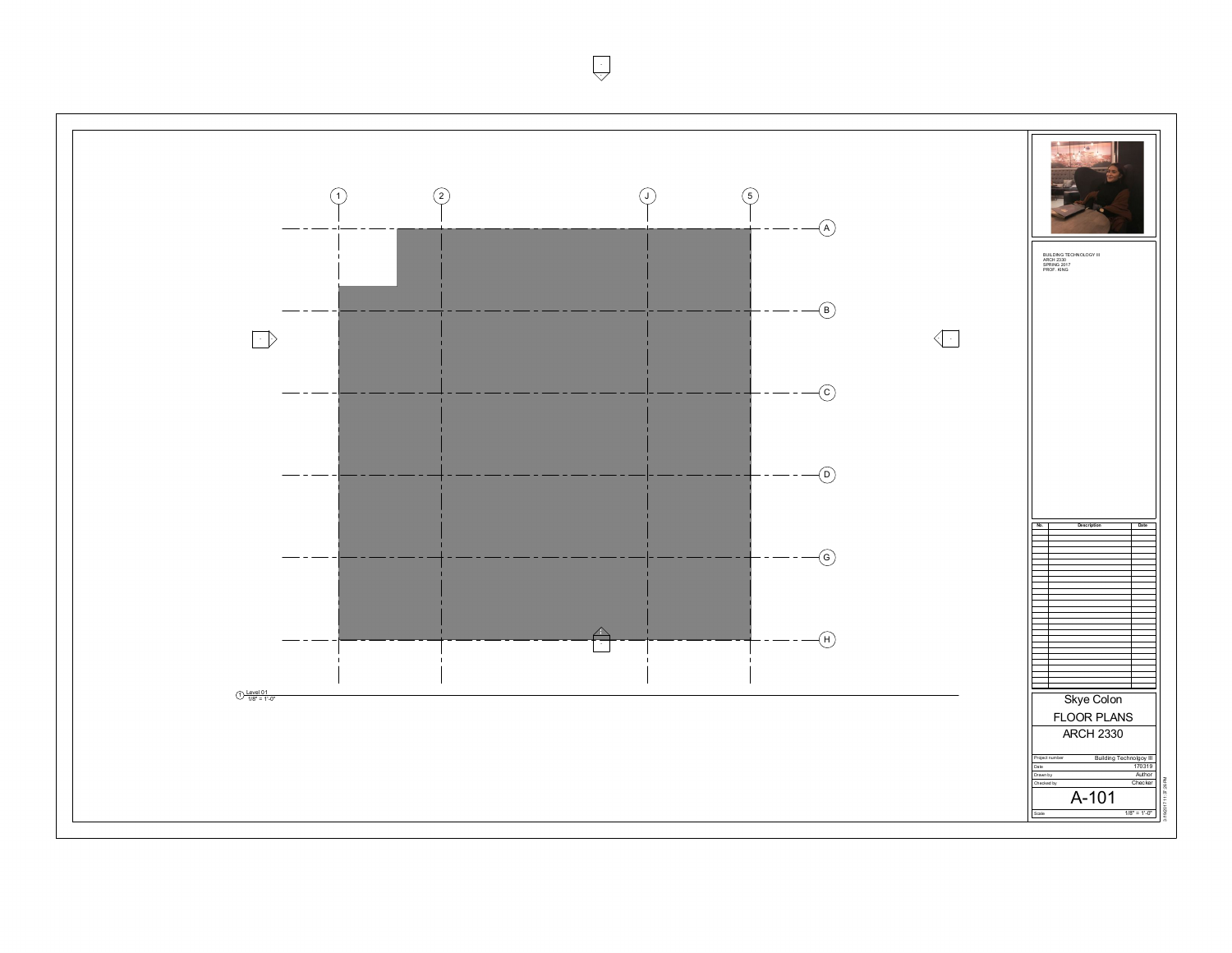1 2 J 5

A B C D G H

Level 01
1/8" = 1'-0"

BUILDING TECHNOLOGY III
ARCH 2330
SPRING 2017
PROF. KING

| No. | Description | Date |
| --- | --- | --- |

# Skye Colon

## FLOOR PLANS

## ARCH 2330

| | |
| --- | --- |
| Project number | Building Technolgoy III |
| Date | 170319 |
| Drawn by | Author |
| Checked by | Checker |

# A-101

Scale 1/8" = 1'-0"

3/19/2017 11:37:26 PM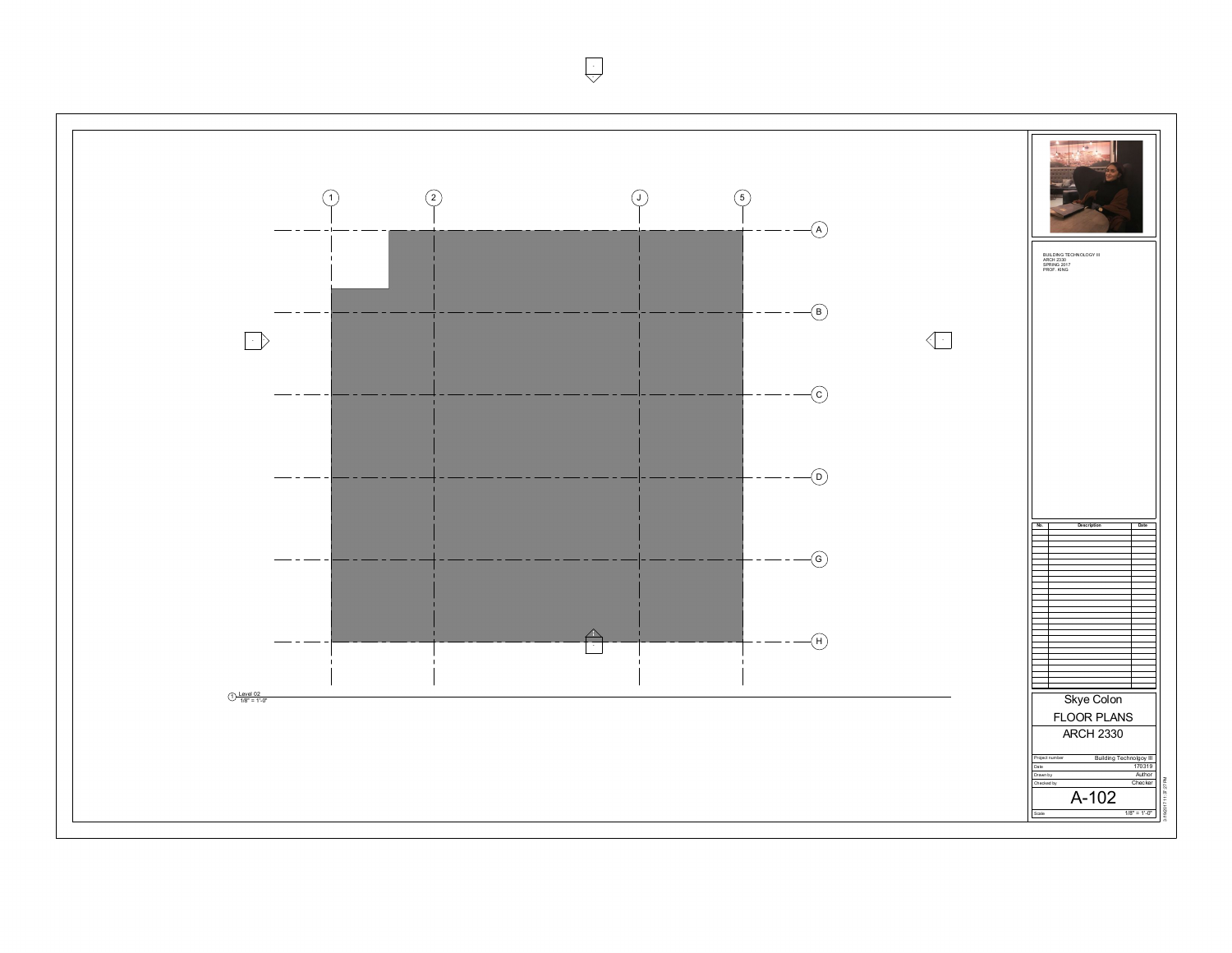1 2 J 5

A

B

C

D

G

H

1 Level 02
1/8" = 1'-0"

BUILDING TECHNOLOGY III
ARCH 2330
SPRING 2017
PROF. KING

| No. | Description | Date |
| --- | --- | --- |

Skye Colon

FLOOR PLANS

ARCH 2330

| | |
| --- | --- |
| Project number | Building Technolgoy III |
| Date | 170319 |
| Drawn by | Author |
| Checked by | Checker |

A-102

| | |
| --- | --- |
| Scale | 1/8" = 1'-0" |

3/19/2017 11:37:27 PM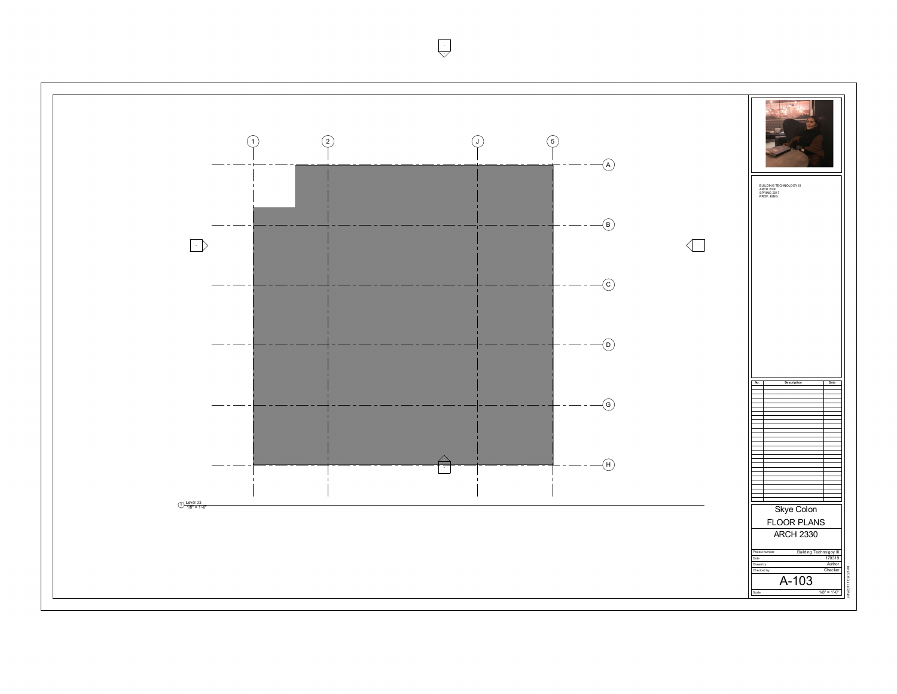1 2 J 5

A

B

C

D

G

H

① Level 03
1/8" = 1'-0"

BUILDING TECHNOLOGY III
ARCH 2330
SPRING 2017
PROF. KING

| No. | Description | Date |
|---|---|---|
| | | |

Skye Colon
FLOOR PLANS
ARCH 2330

| | |
|---|---|
| Project number | Building Technolgoy III |
| Date | 170319 |
| Drawn by | Author |
| Checked by | Checker |

# A-103

| | |
|---|---|
| Scale | 1/8" = 1'-0" |

3/19/2017 11:37:31 PM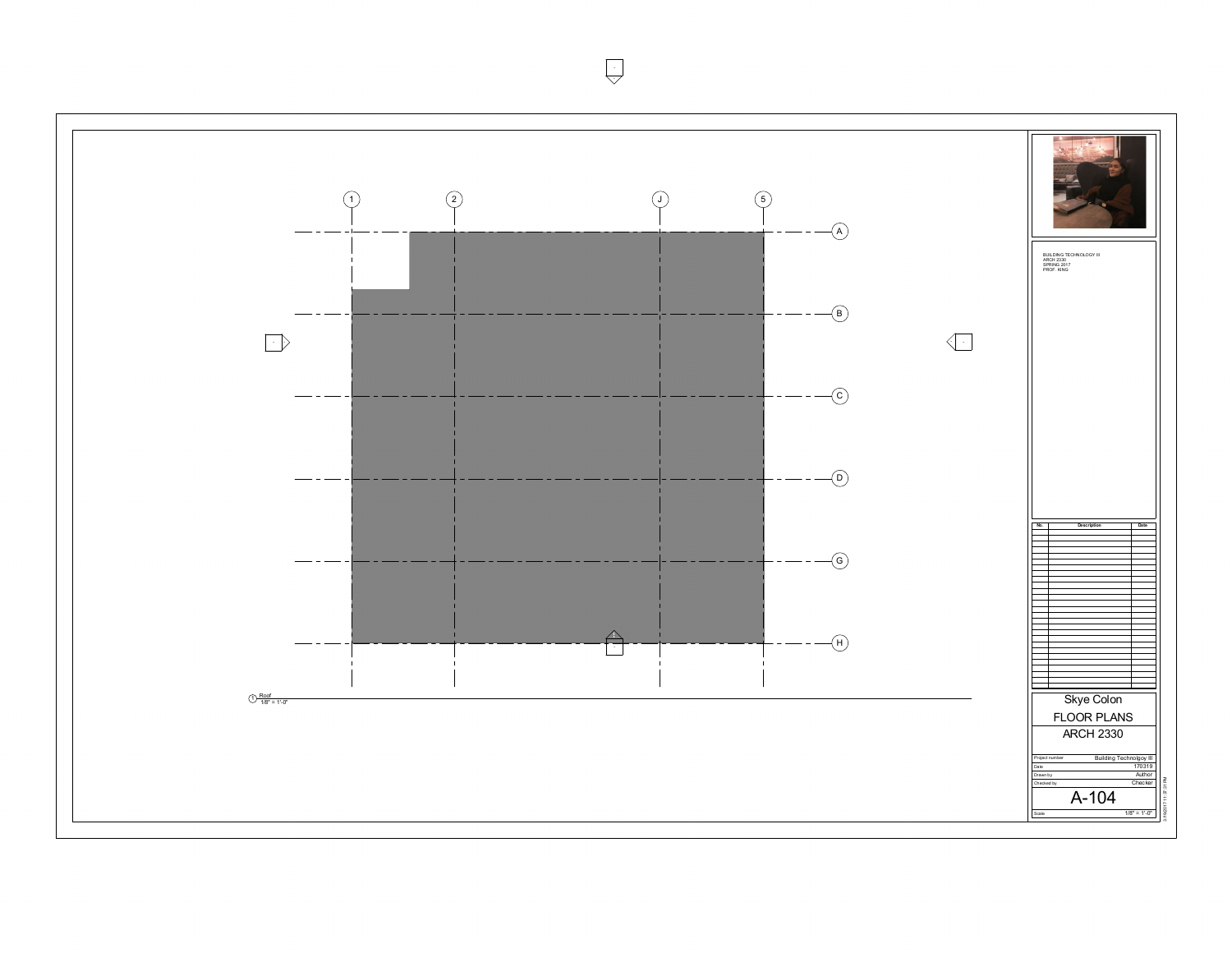1 2 J 5

A

B

C

D

G

H

1 Roof
1/8" = 1'-0"

BUILDING TECHNOLOGY III
ARCH 2330
SPRING 2017
PROF. KING

| No. | Description | Date |
|---|---|---|

Skye Colon
FLOOR PLANS
ARCH 2330

| | |
|---|---|
| Project number | Building Technolgoy III |
| Date | 170319 |
| Drawn by | Author |
| Checked by | Checker |

A-104

| | |
|---|---|
| Scale | 1/8" = 1'-0" |

3/19/2017 11:37:31 PM